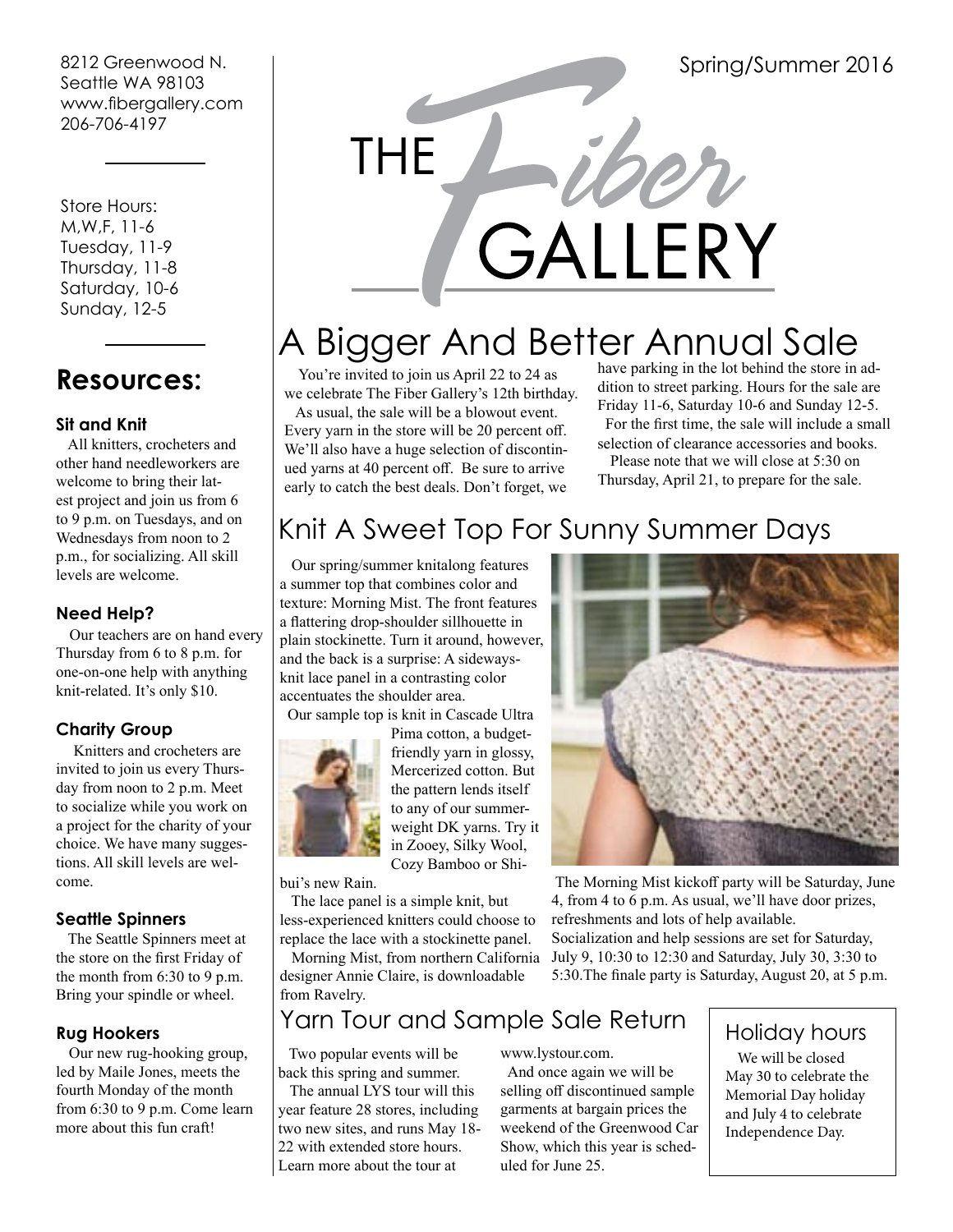8212 Greenwood N.
Seattle WA 98103
www.fibergallery.com
206-706-4197

Store Hours:
M,W,F, 11-6
Tuesday, 11-9
Thursday, 11-8
Saturday, 10-6
Sunday, 12-5

## Resources:

### Sit and Knit

All knitters, crocheters and other hand needleworkers are welcome to bring their latest project and join us from 6 to 9 p.m. on Tuesdays, and on Wednesdays from noon to 2 p.m., for socializing. All skill levels are welcome.

### Need Help?

Our teachers are on hand every Thursday from 6 to 8 p.m. for one-on-one help with anything knit-related. It's only $10.

### Charity Group

Knitters and crocheters are invited to join us every Thursday from noon to 2 p.m. Meet to socialize while you work on a project for the charity of your choice. We have many suggestions. All skill levels are welcome.

### Seattle Spinners

The Seattle Spinners meet at the store on the first Friday of the month from 6:30 to 9 p.m. Bring your spindle or wheel.

### Rug Hookers

Our new rug-hooking group, led by Maile Jones, meets the fourth Monday of the month from 6:30 to 9 p.m. Come learn more about this fun craft!

Spring/Summer 2016

# THE Fiber GALLERY

## A Bigger And Better Annual Sale

You're invited to join us April 22 to 24 as we celebrate The Fiber Gallery's 12th birthday.

As usual, the sale will be a blowout event. Every yarn in the store will be 20 percent off. We'll also have a huge selection of discontinued yarns at 40 percent off. Be sure to arrive early to catch the best deals. Don't forget, we have parking in the lot behind the store in addition to street parking. Hours for the sale are Friday 11-6, Saturday 10-6 and Sunday 12-5.

For the first time, the sale will include a small selection of clearance accessories and books.

Please note that we will close at 5:30 on Thursday, April 21, to prepare for the sale.

## Knit A Sweet Top For Sunny Summer Days

Our spring/summer knitalong features a summer top that combines color and texture: Morning Mist. The front features a flattering drop-shoulder sillhouette in plain stockinette. Turn it around, however, and the back is a surprise: A sideways-knit lace panel in a contrasting color accentuates the shoulder area.

Our sample top is knit in Cascade Ultra Pima cotton, a budget-friendly yarn in glossy, Mercerized cotton. But the pattern lends itself to any of our summer-weight DK yarns. Try it in Zooey, Silky Wool, Cozy Bamboo or Shibui's new Rain.

The lace panel is a simple knit, but less-experienced knitters could choose to replace the lace with a stockinette panel.

Morning Mist, from northern California designer Annie Claire, is downloadable from Ravelry.

The Morning Mist kickoff party will be Saturday, June 4, from 4 to 6 p.m. As usual, we'll have door prizes, refreshments and lots of help available. Socialization and help sessions are set for Saturday, July 9, 10:30 to 12:30 and Saturday, July 30, 3:30 to 5:30.The finale party is Saturday, August 20, at 5 p.m.

## Yarn Tour and Sample Sale Return

Two popular events will be back this spring and summer.

The annual LYS tour will this year feature 28 stores, including two new sites, and runs May 18-22 with extended store hours. Learn more about the tour at www.lystour.com.

And once again we will be selling off discontinued sample garments at bargain prices the weekend of the Greenwood Car Show, which this year is scheduled for June 25.

## Holiday hours

We will be closed May 30 to celebrate the Memorial Day holiday and July 4 to celebrate Independence Day.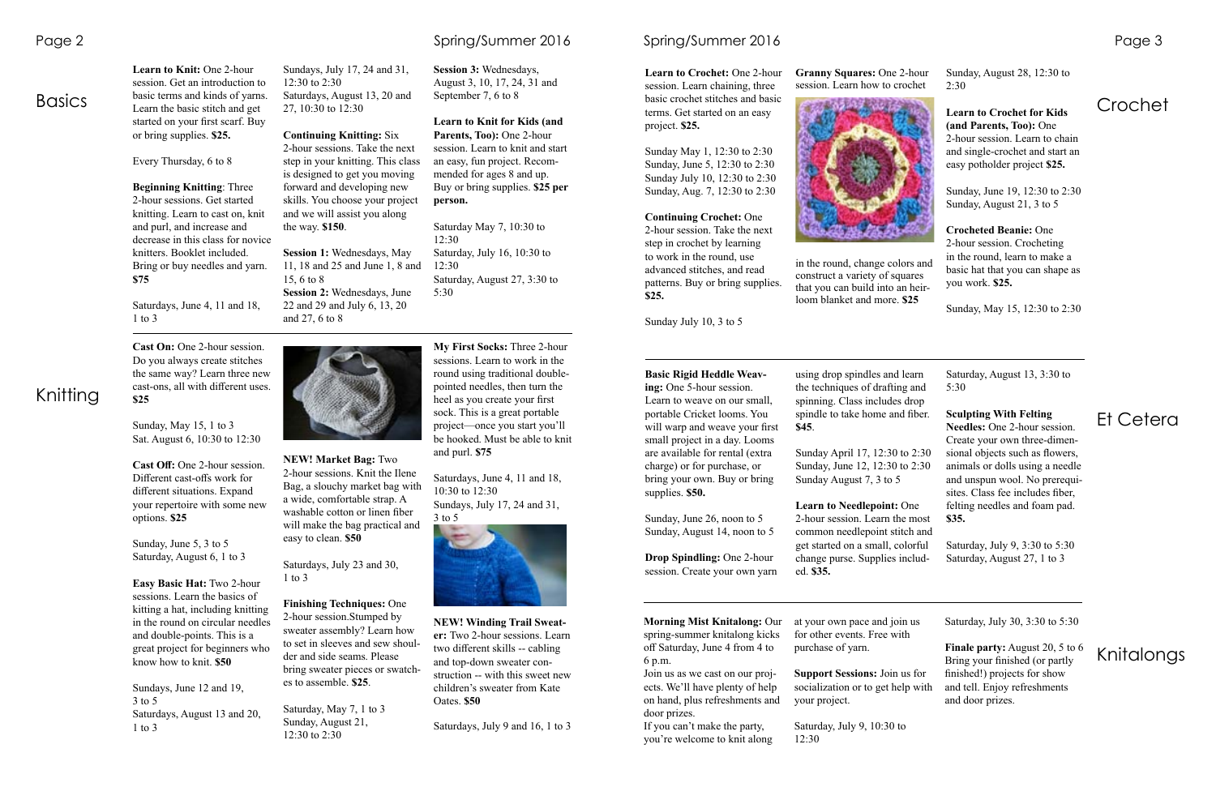# Basics

**Learn to Knit:** One 2-hour session. Get an introduction to basic terms and kinds of yarns. Learn the basic stitch and get started on your first scarf. Buy or bring supplies. **$25.**

Every Thursday, 6 to 8

**Beginning Knitting**: Three 2-hour sessions. Get started knitting. Learn to cast on, knit and purl, and increase and decrease in this class for novice knitters. Booklet included. Bring or buy needles and yarn. **$75**

Saturdays, June 4, 11 and 18, 1 to 3

Sundays, July 17, 24 and 31, 12:30 to 2:30

Saturdays, August 13, 20 and 27, 10:30 to 12:30

**Continuing Knitting:** Six 2-hour sessions. Take the next step in your knitting. This class is designed to get you moving forward and developing new skills. You choose your project and we will assist you along the way. **$150**.

**Session 1:** Wednesdays, May 11, 18 and 25 and June 1, 8 and 15, 6 to 8

**Session 2:** Wednesdays, June 22 and 29 and July 6, 13, 20 and 27, 6 to 8

**Session 3:** Wednesdays, August 3, 10, 17, 24, 31 and September 7, 6 to 8

**Learn to Knit for Kids (and Parents, Too):** One 2-hour session. Learn to knit and start an easy, fun project. Recommended for ages 8 and up. Buy or bring supplies. **$25 per person.**

Saturday May 7, 10:30 to 12:30

Saturday, July 16, 10:30 to 12:30

Saturday, August 27, 3:30 to 5:30

# Knitting

**Cast On:** One 2-hour session. Do you always create stitches the same way? Learn three new cast-ons, all with different uses. **$25**

Sunday, May 15, 1 to 3

Sat. August 6, 10:30 to 12:30

**Cast Off:** One 2-hour session. Different cast-offs work for different situations. Expand your repertoire with some new options. **$25**

Sunday, June 5, 3 to 5

Saturday, August 6, 1 to 3

**Easy Basic Hat:** Two 2-hour sessions. Learn the basics of kitting a hat, including knitting in the round on circular needles and double-points. This is a great project for beginners who know how to knit. **$50**

Sundays, June 12 and 19, 3 to 5

Saturdays, August 13 and 20, 1 to 3

**NEW! Market Bag:** Two 2-hour sessions. Knit the Ilene Bag, a slouchy market bag with a wide, comfortable strap. A washable cotton or linen fiber will make the bag practical and easy to clean. **$50**

Saturdays, July 23 and 30, 1 to 3

**Finishing Techniques:** One 2-hour session.Stumped by sweater assembly? Learn how to set in sleeves and sew shoulder and side seams. Please bring sweater pieces or swatches to assemble. **$25**.

Saturday, May 7, 1 to 3

Sunday, August 21, 12:30 to 2:30

**My First Socks:** Three 2-hour sessions. Learn to work in the round using traditional double-pointed needles, then turn the heel as you create your first sock. This is a great portable project—once you start you'll be hooked. Must be able to knit and purl. **$75**

Saturdays, June 4, 11 and 18, 10:30 to 12:30

Sundays, July 17, 24 and 31, 3 to 5

**NEW! Winding Trail Sweater:** Two 2-hour sessions. Learn two different skills -- cabling and top-down sweater construction -- with this sweet new children's sweater from Kate Oates. **$50**

Saturdays, July 9 and 16, 1 to 3

# Crochet

**Learn to Crochet:** One 2-hour session. Learn chaining, three basic crochet stitches and basic terms. Get started on an easy project. **$25.**

Sunday May 1, 12:30 to 2:30

Sunday, June 5, 12:30 to 2:30

Sunday July 10, 12:30 to 2:30

Sunday, Aug. 7, 12:30 to 2:30

**Continuing Crochet:** One 2-hour session. Take the next step in crochet by learning to work in the round, use advanced stitches, and read patterns. Buy or bring supplies. **$25.**

Sunday July 10, 3 to 5

**Granny Squares:** One 2-hour session. Learn how to crochet in the round, change colors and construct a variety of squares that you can build into an heirloom blanket and more. **$25**

Sunday, August 28, 12:30 to 2:30

**Learn to Crochet for Kids (and Parents, Too):** One 2-hour session. Learn to chain and single-crochet and start an easy potholder project **$25.**

Sunday, June 19, 12:30 to 2:30

Sunday, August 21, 3 to 5

**Crocheted Beanie:** One 2-hour session. Crocheting in the round, learn to make a basic hat that you can shape as you work. **$25.**

Sunday, May 15, 12:30 to 2:30

# Et Cetera

**Basic Rigid Heddle Weaving:** One 5-hour session. Learn to weave on our small, portable Cricket looms. You will warp and weave your first small project in a day. Looms are available for rental (extra charge) or for purchase, or bring your own. Buy or bring supplies. **$50.**

Sunday, June 26, noon to 5

Sunday, August 14, noon to 5

**Drop Spindling:** One 2-hour session. Create your own yarn using drop spindles and learn the techniques of drafting and spinning. Class includes drop spindle to take home and fiber. **$45**.

Sunday April 17, 12:30 to 2:30

Sunday, June 12, 12:30 to 2:30

Sunday August 7, 3 to 5

**Learn to Needlepoint:** One 2-hour session. Learn the most common needlepoint stitch and get started on a small, colorful change purse. Supplies included. **$35.**

Saturday, August 13, 3:30 to 5:30

**Sculpting With Felting Needles:** One 2-hour session. Create your own three-dimensional objects such as flowers, animals or dolls using a needle and unspun wool. No prerequisites. Class fee includes fiber, felting needles and foam pad. **$35.**

Saturday, July 9, 3:30 to 5:30

Saturday, August 27, 1 to 3

# Knitalongs

**Morning Mist Knitalong:** Our spring-summer knitalong kicks off Saturday, June 4 from 4 to 6 p.m.
Join us as we cast on our projects. We'll have plenty of help on hand, plus refreshments and door prizes.
If you can't make the party, you're welcome to knit along at your own pace and join us for other events. Free with purchase of yarn.

**Support Sessions:** Join us for socialization or to get help with your project.

Saturday, July 9, 10:30 to 12:30

Saturday, July 30, 3:30 to 5:30

**Finale party:** August 20, 5 to 6 Bring your finished (or partly finished!) projects for show and tell. Enjoy refreshments and door prizes.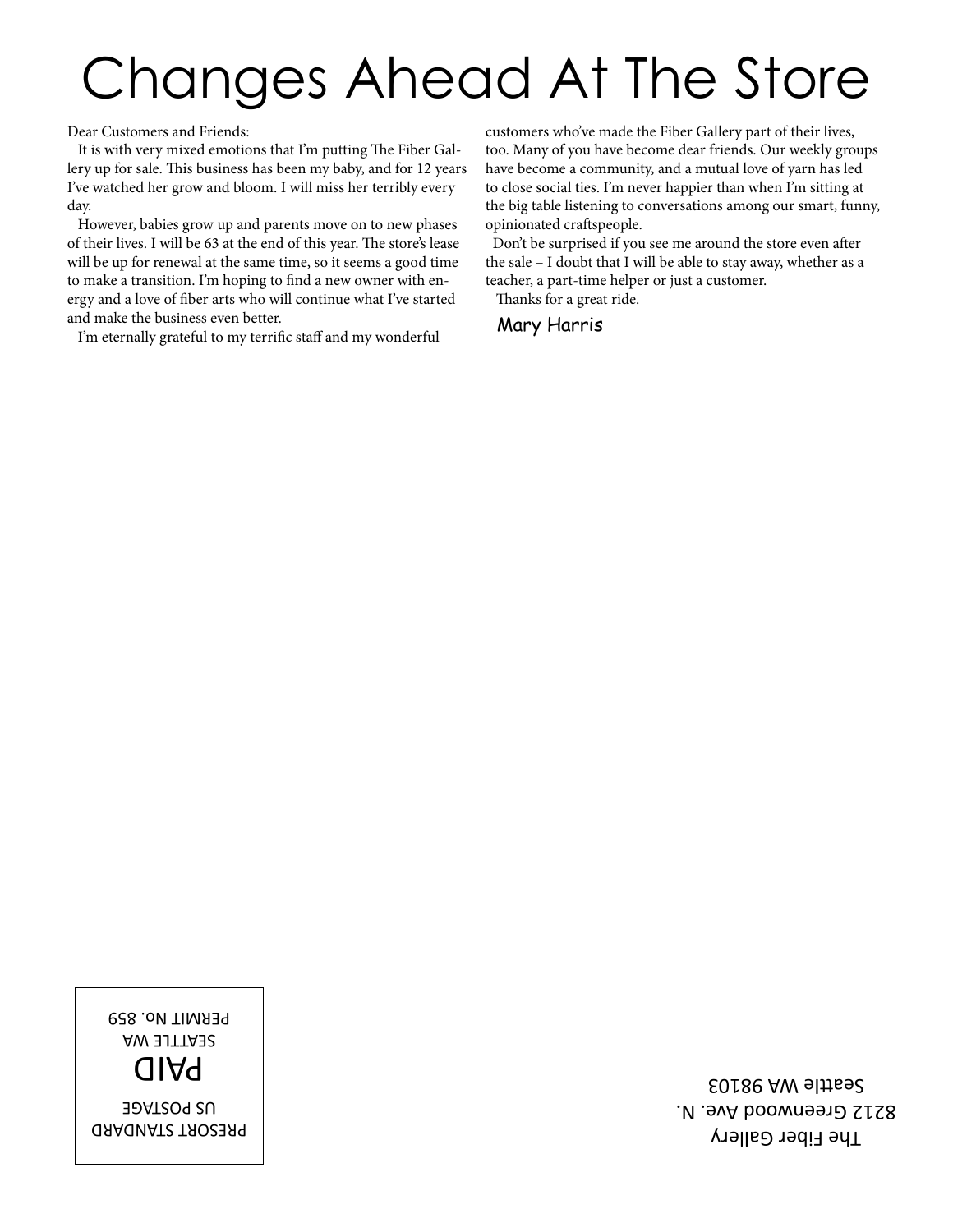# Changes Ahead At The Store

Dear Customers and Friends:

It is with very mixed emotions that I'm putting The Fiber Gallery up for sale. This business has been my baby, and for 12 years I've watched her grow and bloom. I will miss her terribly every day.

However, babies grow up and parents move on to new phases of their lives. I will be 63 at the end of this year. The store's lease will be up for renewal at the same time, so it seems a good time to make a transition. I'm hoping to find a new owner with energy and a love of fiber arts who will continue what I've started and make the business even better.

I'm eternally grateful to my terrific staff and my wonderful customers who've made the Fiber Gallery part of their lives, too. Many of you have become dear friends. Our weekly groups have become a community, and a mutual love of yarn has led to close social ties. I'm never happier than when I'm sitting at the big table listening to conversations among our smart, funny, opinionated craftspeople.

Don't be surprised if you see me around the store even after the sale – I doubt that I will be able to stay away, whether as a teacher, a part-time helper or just a customer.

Thanks for a great ride.

Mary Harris

PRESORT STANDARD
US POSTAGE
PAID
SEATTLE WA
PERMIT No. 859

The Fiber Gallery
8212 Greenwood Ave. N.
Seattle WA 98103